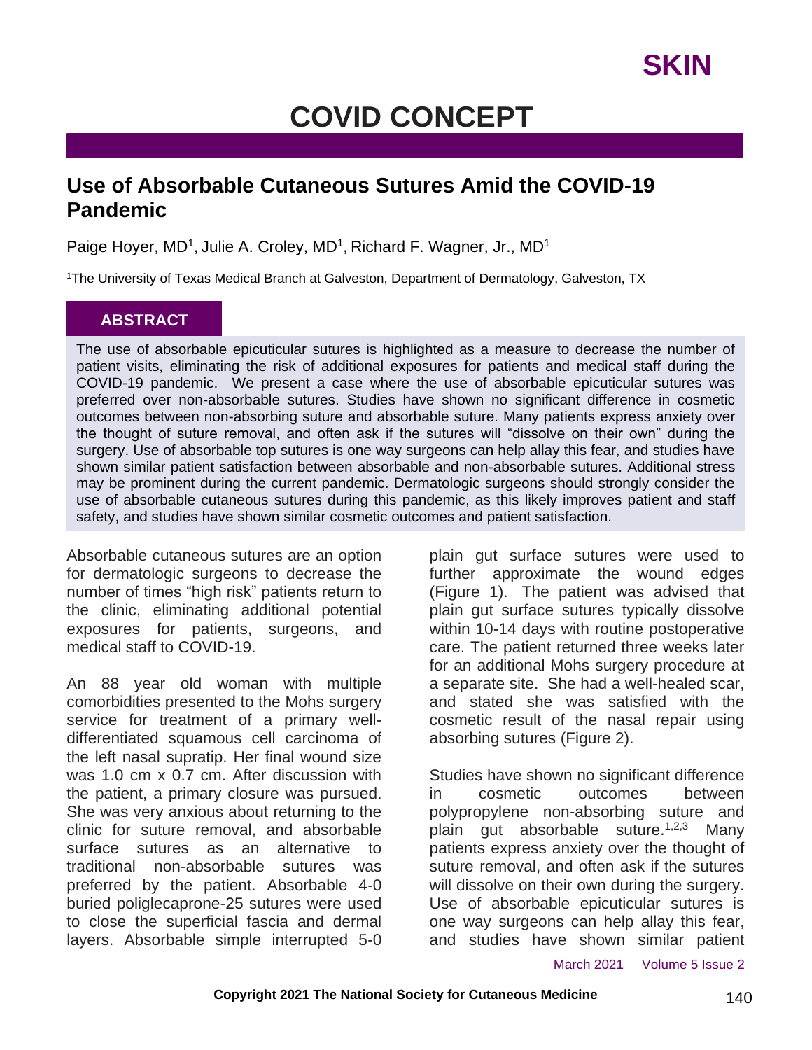# COVID CONCEPT

## Use of Absorbable Cutaneous Sutures Amid the COVID-19 Pandemic

Paige Hoyer, MD[1], Julie A. Croley, MD[1], Richard F. Wagner, Jr., MD[1]

[1]The University of Texas Medical Branch at Galveston, Department of Dermatology, Galveston, TX

### ABSTRACT

The use of absorbable epicuticular sutures is highlighted as a measure to decrease the number of patient visits, eliminating the risk of additional exposures for patients and medical staff during the COVID-19 pandemic. We present a case where the use of absorbable epicuticular sutures was preferred over non-absorbable sutures. Studies have shown no significant difference in cosmetic outcomes between non-absorbing suture and absorbable suture. Many patients express anxiety over the thought of suture removal, and often ask if the sutures will "dissolve on their own" during the surgery. Use of absorbable top sutures is one way surgeons can help allay this fear, and studies have shown similar patient satisfaction between absorbable and non-absorbable sutures. Additional stress may be prominent during the current pandemic. Dermatologic surgeons should strongly consider the use of absorbable cutaneous sutures during this pandemic, as this likely improves patient and staff safety, and studies have shown similar cosmetic outcomes and patient satisfaction.

Absorbable cutaneous sutures are an option for dermatologic surgeons to decrease the number of times "high risk" patients return to the clinic, eliminating additional potential exposures for patients, surgeons, and medical staff to COVID-19.

An 88 year old woman with multiple comorbidities presented to the Mohs surgery service for treatment of a primary well-differentiated squamous cell carcinoma of the left nasal supratip. Her final wound size was 1.0 cm x 0.7 cm. After discussion with the patient, a primary closure was pursued. She was very anxious about returning to the clinic for suture removal, and absorbable surface sutures as an alternative to traditional non-absorbable sutures was preferred by the patient. Absorbable 4-0 buried poliglecaprone-25 sutures were used to close the superficial fascia and dermal layers. Absorbable simple interrupted 5-0 plain gut surface sutures were used to further approximate the wound edges (Figure 1). The patient was advised that plain gut surface sutures typically dissolve within 10-14 days with routine postoperative care. The patient returned three weeks later for an additional Mohs surgery procedure at a separate site. She had a well-healed scar, and stated she was satisfied with the cosmetic result of the nasal repair using absorbing sutures (Figure 2).

Studies have shown no significant difference in cosmetic outcomes between polypropylene non-absorbing suture and plain gut absorbable suture.[1,2,3] Many patients express anxiety over the thought of suture removal, and often ask if the sutures will dissolve on their own during the surgery. Use of absorbable epicuticular sutures is one way surgeons can help allay this fear, and studies have shown similar patient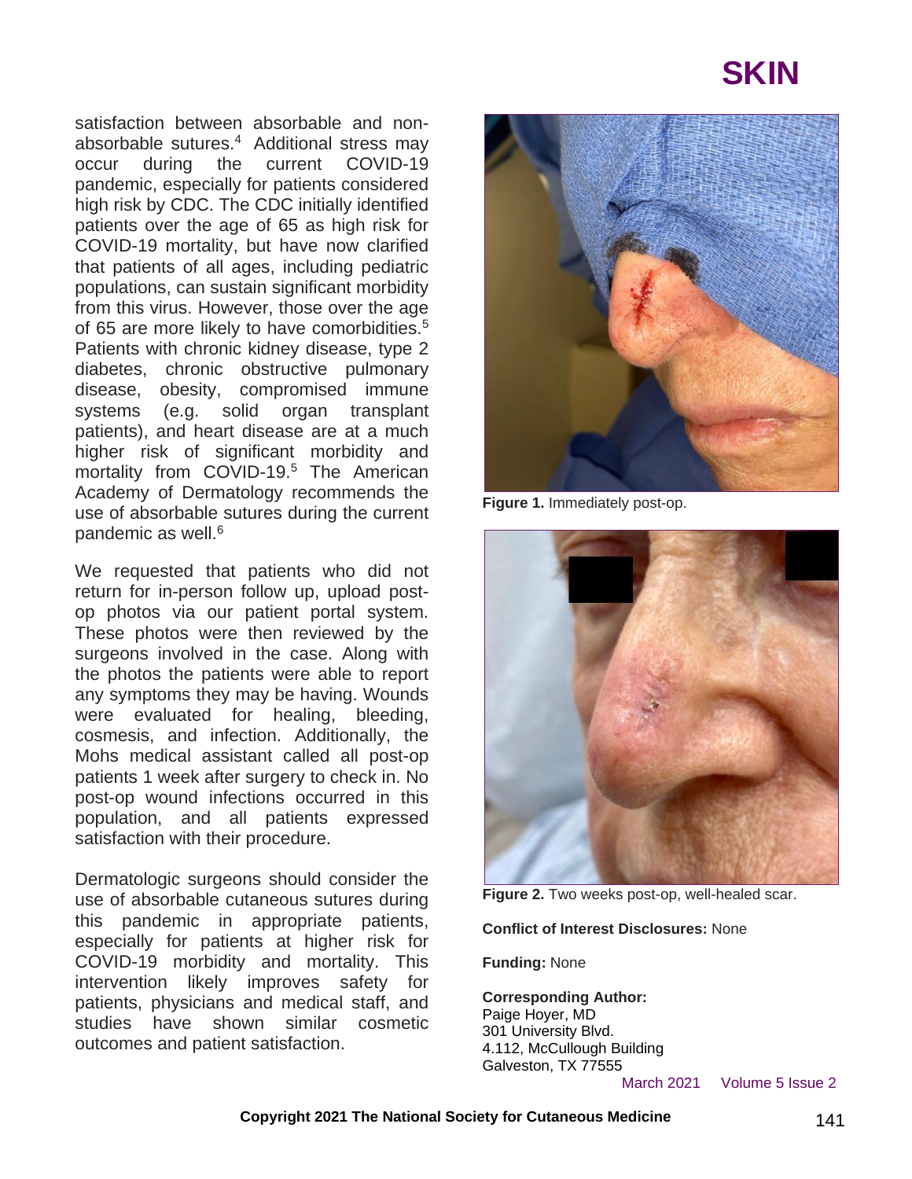satisfaction between absorbable and non-absorbable sutures.[4] Additional stress may occur during the current COVID-19 pandemic, especially for patients considered high risk by CDC. The CDC initially identified patients over the age of 65 as high risk for COVID-19 mortality, but have now clarified that patients of all ages, including pediatric populations, can sustain significant morbidity from this virus. However, those over the age of 65 are more likely to have comorbidities.[5] Patients with chronic kidney disease, type 2 diabetes, chronic obstructive pulmonary disease, obesity, compromised immune systems (e.g. solid organ transplant patients), and heart disease are at a much higher risk of significant morbidity and mortality from COVID-19.[5] The American Academy of Dermatology recommends the use of absorbable sutures during the current pandemic as well.[6]

We requested that patients who did not return for in-person follow up, upload post-op photos via our patient portal system. These photos were then reviewed by the surgeons involved in the case. Along with the photos the patients were able to report any symptoms they may be having. Wounds were evaluated for healing, bleeding, cosmesis, and infection. Additionally, the Mohs medical assistant called all post-op patients 1 week after surgery to check in. No post-op wound infections occurred in this population, and all patients expressed satisfaction with their procedure.

Dermatologic surgeons should consider the use of absorbable cutaneous sutures during this pandemic in appropriate patients, especially for patients at higher risk for COVID-19 morbidity and mortality. This intervention likely improves safety for patients, physicians and medical staff, and studies have shown similar cosmetic outcomes and patient satisfaction.

**Figure 1.** Immediately post-op.

**Figure 2.** Two weeks post-op, well-healed scar.

**Conflict of Interest Disclosures:** None

**Funding:** None

**Corresponding Author:**
Paige Hoyer, MD
301 University Blvd.
4.112, McCullough Building
Galveston, TX 77555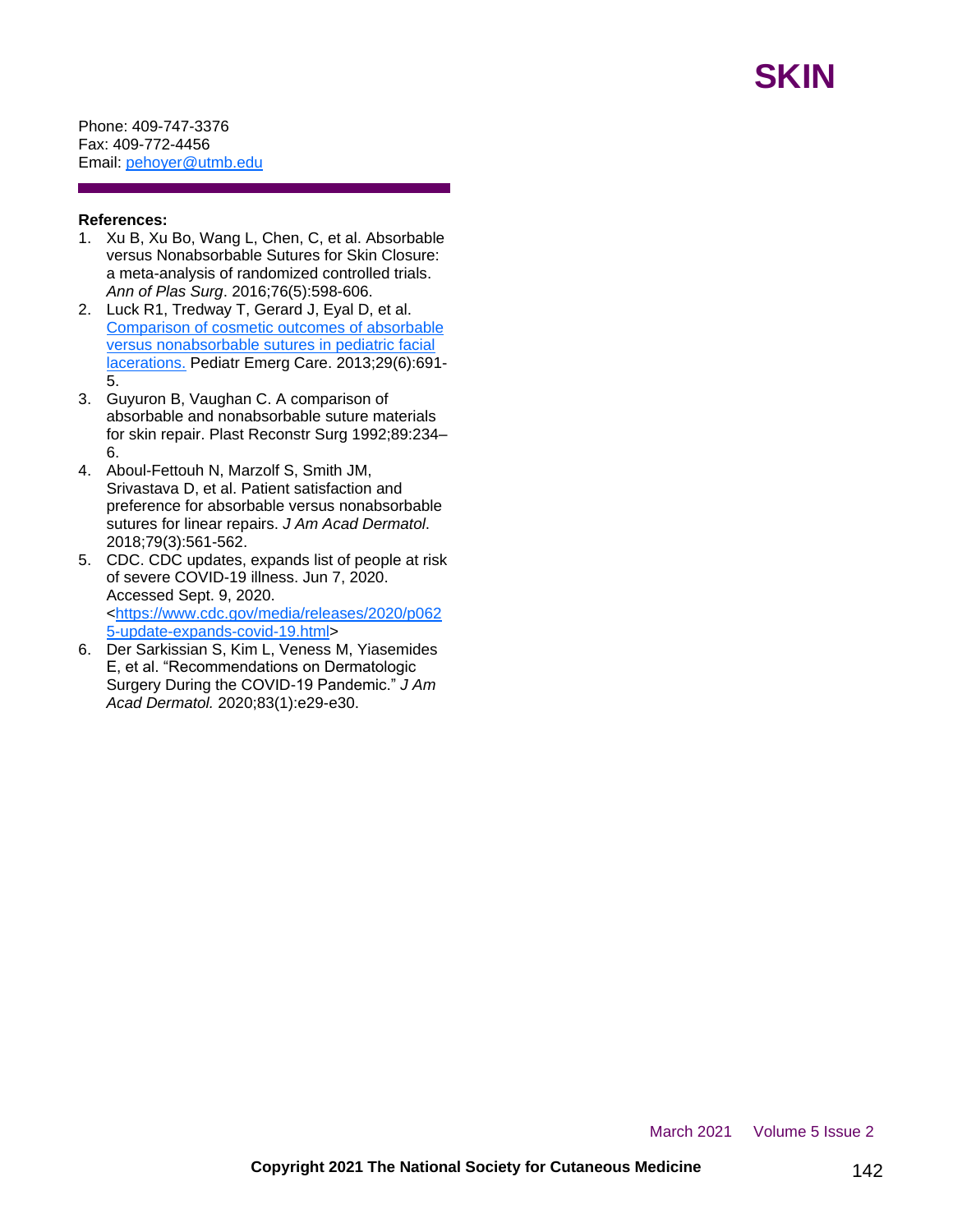Phone: 409-747-3376
Fax: 409-772-4456
Email: pehoyer@utmb.edu

**References:**

1. Xu B, Xu Bo, Wang L, Chen, C, et al. Absorbable versus Nonabsorbable Sutures for Skin Closure: a meta-analysis of randomized controlled trials. *Ann of Plas Surg*. 2016;76(5):598-606.
2. Luck R1, Tredway T, Gerard J, Eyal D, et al. Comparison of cosmetic outcomes of absorbable versus nonabsorbable sutures in pediatric facial lacerations. Pediatr Emerg Care. 2013;29(6):691-5.
3. Guyuron B, Vaughan C. A comparison of absorbable and nonabsorbable suture materials for skin repair. Plast Reconstr Surg 1992;89:234–6.
4. Aboul-Fettouh N, Marzolf S, Smith JM, Srivastava D, et al. Patient satisfaction and preference for absorbable versus nonabsorbable sutures for linear repairs. *J Am Acad Dermatol*. 2018;79(3):561-562.
5. CDC. CDC updates, expands list of people at risk of severe COVID-19 illness. Jun 7, 2020. Accessed Sept. 9, 2020. <https://www.cdc.gov/media/releases/2020/p0625-update-expands-covid-19.html>
6. Der Sarkissian S, Kim L, Veness M, Yiasemides E, et al. "Recommendations on Dermatologic Surgery During the COVID-19 Pandemic." *J Am Acad Dermatol.* 2020;83(1):e29-e30.